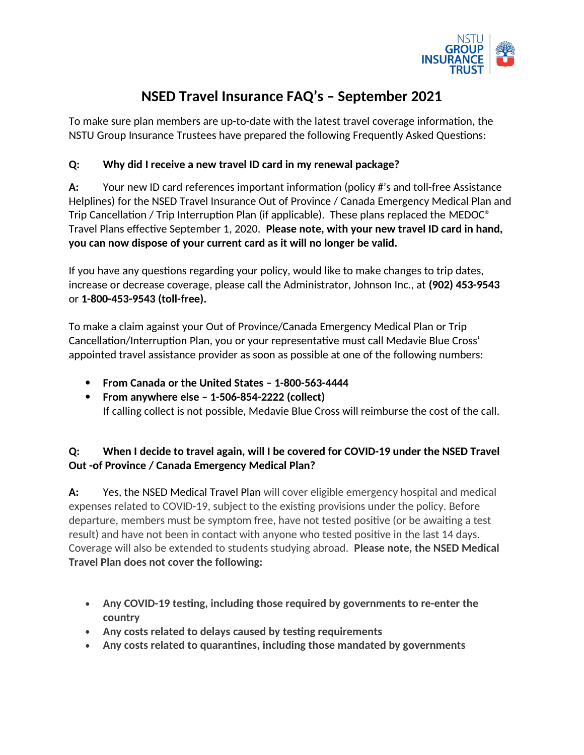# NSED Travel Insurance FAQ's – September 2021

To make sure plan members are up-to-date with the latest travel coverage information, the NSTU Group Insurance Trustees have prepared the following Frequently Asked Questions:

**Q: Why did I receive a new travel ID card in my renewal package?**

**A:** Your new ID card references important information (policy #'s and toll-free Assistance Helplines) for the NSED Travel Insurance Out of Province / Canada Emergency Medical Plan and Trip Cancellation / Trip Interruption Plan (if applicable). These plans replaced the MEDOC® Travel Plans effective September 1, 2020. **Please note, with your new travel ID card in hand, you can now dispose of your current card as it will no longer be valid.**

If you have any questions regarding your policy, would like to make changes to trip dates, increase or decrease coverage, please call the Administrator, Johnson Inc., at **(902) 453-9543** or **1-800-453-9543 (toll-free).**

To make a claim against your Out of Province/Canada Emergency Medical Plan or Trip Cancellation/Interruption Plan, you or your representative must call Medavie Blue Cross' appointed travel assistance provider as soon as possible at one of the following numbers:

- **From Canada or the United States – 1-800-563-4444**
- **From anywhere else – 1-506-854-2222 (collect)**
  If calling collect is not possible, Medavie Blue Cross will reimburse the cost of the call.

**Q: When I decide to travel again, will I be covered for COVID-19 under the NSED Travel Out -of Province / Canada Emergency Medical Plan?**

**A:** Yes, the NSED Medical Travel Plan will cover eligible emergency hospital and medical expenses related to COVID-19, subject to the existing provisions under the policy. Before departure, members must be symptom free, have not tested positive (or be awaiting a test result) and have not been in contact with anyone who tested positive in the last 14 days. Coverage will also be extended to students studying abroad. **Please note, the NSED Medical Travel Plan does not cover the following:**

- **Any COVID-19 testing, including those required by governments to re-enter the country**
- **Any costs related to delays caused by testing requirements**
- **Any costs related to quarantines, including those mandated by governments**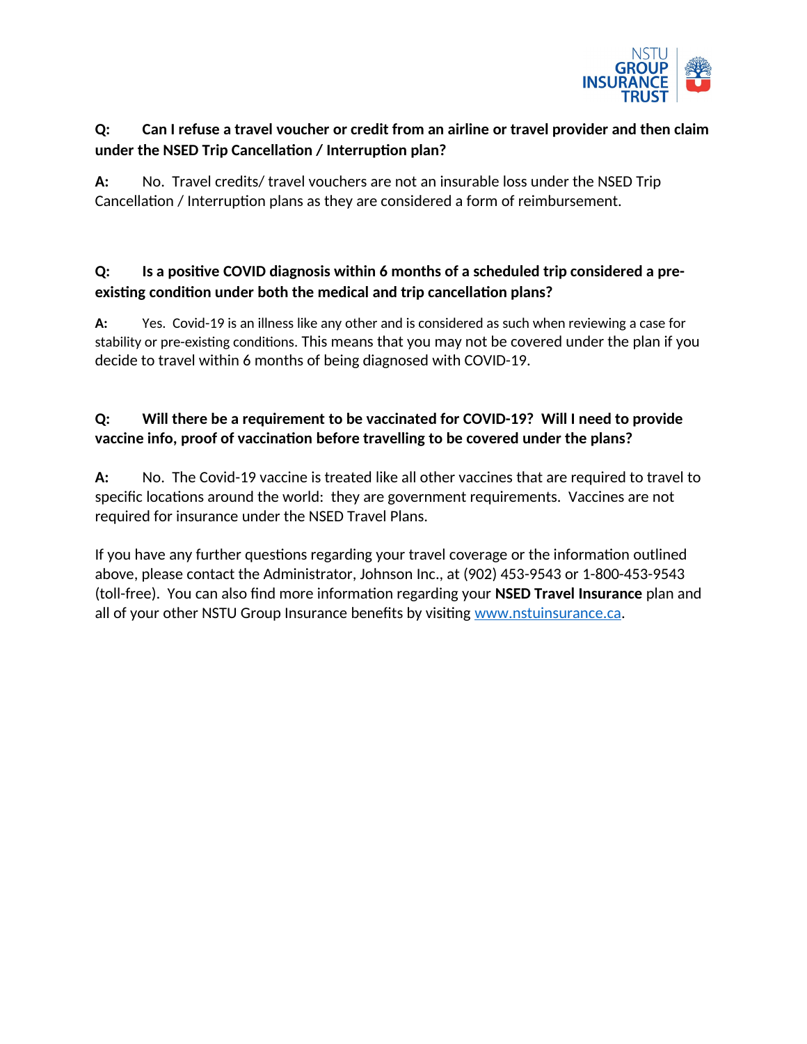**Q: Can I refuse a travel voucher or credit from an airline or travel provider and then claim under the NSED Trip Cancellation / Interruption plan?**

**A:** No. Travel credits/ travel vouchers are not an insurable loss under the NSED Trip Cancellation / Interruption plans as they are considered a form of reimbursement.

**Q: Is a positive COVID diagnosis within 6 months of a scheduled trip considered a pre-existing condition under both the medical and trip cancellation plans?**

**A:** Yes. Covid-19 is an illness like any other and is considered as such when reviewing a case for stability or pre-existing conditions. This means that you may not be covered under the plan if you decide to travel within 6 months of being diagnosed with COVID-19.

**Q: Will there be a requirement to be vaccinated for COVID-19? Will I need to provide vaccine info, proof of vaccination before travelling to be covered under the plans?**

**A:** No. The Covid-19 vaccine is treated like all other vaccines that are required to travel to specific locations around the world: they are government requirements. Vaccines are not required for insurance under the NSED Travel Plans.

If you have any further questions regarding your travel coverage or the information outlined above, please contact the Administrator, Johnson Inc., at (902) 453-9543 or 1-800-453-9543 (toll-free). You can also find more information regarding your **NSED Travel Insurance** plan and all of your other NSTU Group Insurance benefits by visiting [www.nstuinsurance.ca](http://www.nstuinsurance.ca).